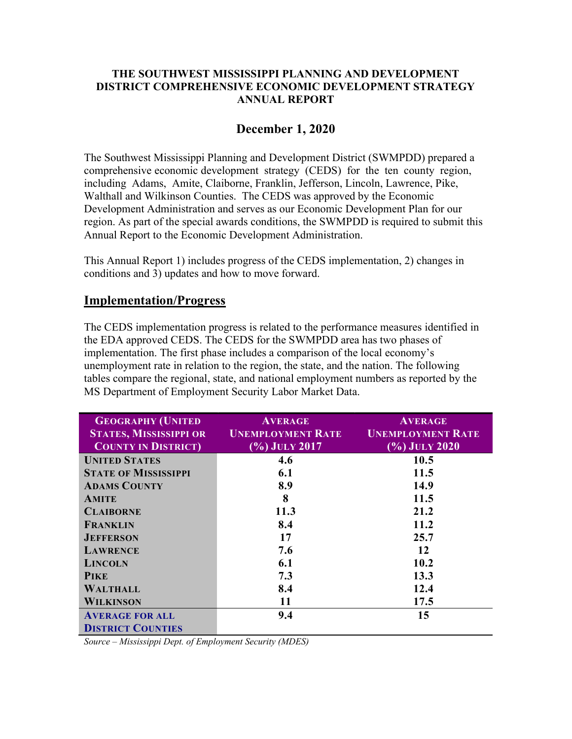**THE SOUTHWEST MISSISSIPPI PLANNING AND DEVELOPMENT DISTRICT COMPREHENSIVE ECONOMIC DEVELOPMENT STRATEGY ANNUAL REPORT**

## December 1, 2020

The Southwest Mississippi Planning and Development District (SWMPDD) prepared a comprehensive economic development strategy (CEDS) for the ten county region, including Adams, Amite, Claiborne, Franklin, Jefferson, Lincoln, Lawrence, Pike, Walthall and Wilkinson Counties. The CEDS was approved by the Economic Development Administration and serves as our Economic Development Plan for our region. As part of the special awards conditions, the SWMPDD is required to submit this Annual Report to the Economic Development Administration.

This Annual Report 1) includes progress of the CEDS implementation, 2) changes in conditions and 3) updates and how to move forward.

## Implementation/Progress

The CEDS implementation progress is related to the performance measures identified in the EDA approved CEDS. The CEDS for the SWMPDD area has two phases of implementation. The first phase includes a comparison of the local economy's unemployment rate in relation to the region, the state, and the nation. The following tables compare the regional, state, and national employment numbers as reported by the MS Department of Employment Security Labor Market Data.

| Geography (United States, Mississippi or County in District) | Average Unemployment Rate (%) July 2017 | Average Unemployment Rate (%) July 2020 |
|---|---|---|
| United States | 4.6 | 10.5 |
| State of Mississippi | 6.1 | 11.5 |
| Adams County | 8.9 | 14.9 |
| Amite | 8 | 11.5 |
| Claiborne | 11.3 | 21.2 |
| Franklin | 8.4 | 11.2 |
| Jefferson | 17 | 25.7 |
| Lawrence | 7.6 | 12 |
| Lincoln | 6.1 | 10.2 |
| Pike | 7.3 | 13.3 |
| Walthall | 8.4 | 12.4 |
| Wilkinson | 11 | 17.5 |
| Average for all District Counties | 9.4 | 15 |

*Source – Mississippi Dept. of Employment Security (MDES)*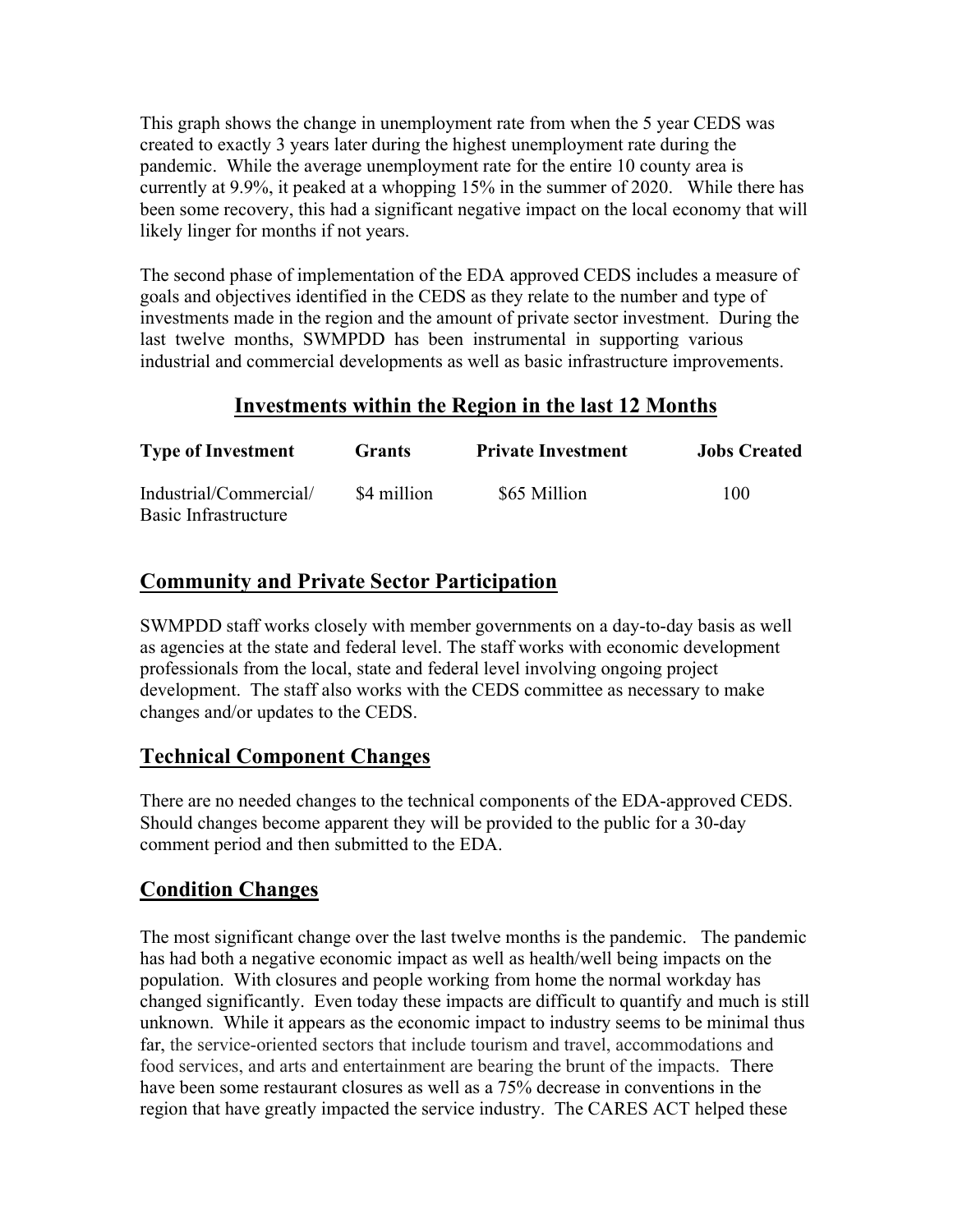This graph shows the change in unemployment rate from when the 5 year CEDS was created to exactly 3 years later during the highest unemployment rate during the pandemic. While the average unemployment rate for the entire 10 county area is currently at 9.9%, it peaked at a whopping 15% in the summer of 2020. While there has been some recovery, this had a significant negative impact on the local economy that will likely linger for months if not years.

The second phase of implementation of the EDA approved CEDS includes a measure of goals and objectives identified in the CEDS as they relate to the number and type of investments made in the region and the amount of private sector investment. During the last twelve months, SWMPDD has been instrumental in supporting various industrial and commercial developments as well as basic infrastructure improvements.

## Investments within the Region in the last 12 Months

| Type of Investment | Grants | Private Investment | Jobs Created |
|---|---|---|---|
| Industrial/Commercial/ Basic Infrastructure | \$4 million | \$65 Million | 100 |

## Community and Private Sector Participation

SWMPDD staff works closely with member governments on a day-to-day basis as well as agencies at the state and federal level. The staff works with economic development professionals from the local, state and federal level involving ongoing project development. The staff also works with the CEDS committee as necessary to make changes and/or updates to the CEDS.

## Technical Component Changes

There are no needed changes to the technical components of the EDA-approved CEDS. Should changes become apparent they will be provided to the public for a 30-day comment period and then submitted to the EDA.

## Condition Changes

The most significant change over the last twelve months is the pandemic. The pandemic has had both a negative economic impact as well as health/well being impacts on the population. With closures and people working from home the normal workday has changed significantly. Even today these impacts are difficult to quantify and much is still unknown. While it appears as the economic impact to industry seems to be minimal thus far, the service-oriented sectors that include tourism and travel, accommodations and food services, and arts and entertainment are bearing the brunt of the impacts. There have been some restaurant closures as well as a 75% decrease in conventions in the region that have greatly impacted the service industry. The CARES ACT helped these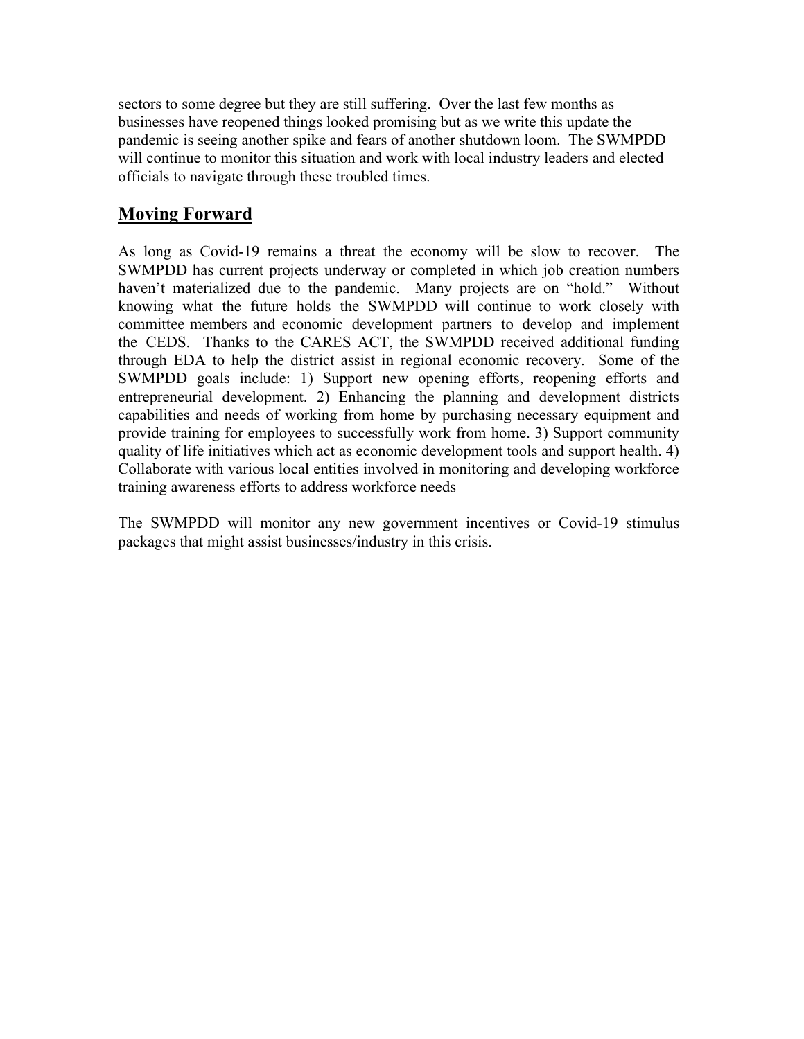sectors to some degree but they are still suffering. Over the last few months as businesses have reopened things looked promising but as we write this update the pandemic is seeing another spike and fears of another shutdown loom. The SWMPDD will continue to monitor this situation and work with local industry leaders and elected officials to navigate through these troubled times.

## Moving Forward

As long as Covid-19 remains a threat the economy will be slow to recover. The SWMPDD has current projects underway or completed in which job creation numbers haven't materialized due to the pandemic. Many projects are on "hold." Without knowing what the future holds the SWMPDD will continue to work closely with committee members and economic development partners to develop and implement the CEDS. Thanks to the CARES ACT, the SWMPDD received additional funding through EDA to help the district assist in regional economic recovery. Some of the SWMPDD goals include: 1) Support new opening efforts, reopening efforts and entrepreneurial development. 2) Enhancing the planning and development districts capabilities and needs of working from home by purchasing necessary equipment and provide training for employees to successfully work from home. 3) Support community quality of life initiatives which act as economic development tools and support health. 4) Collaborate with various local entities involved in monitoring and developing workforce training awareness efforts to address workforce needs

The SWMPDD will monitor any new government incentives or Covid-19 stimulus packages that might assist businesses/industry in this crisis.